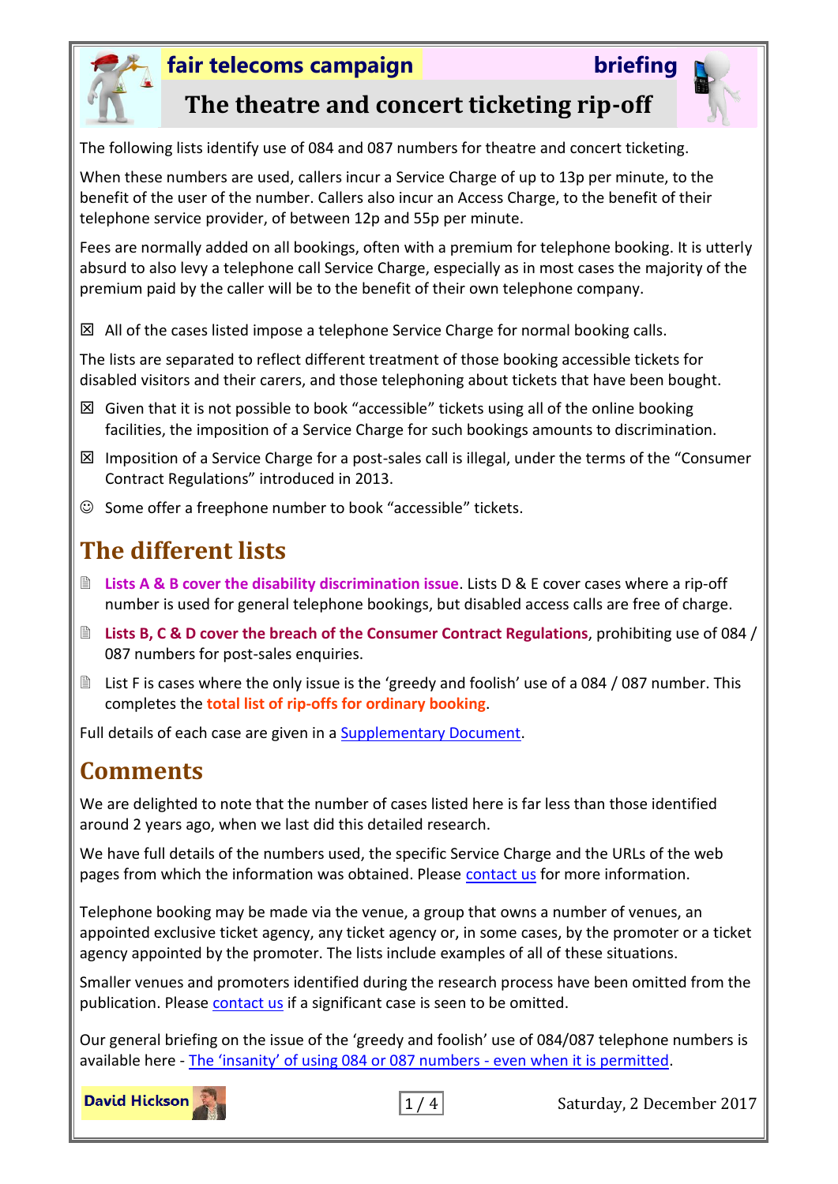**fair telecoms campaign** **briefing**

# The theatre and concert ticketing rip-off

The following lists identify use of 084 and 087 numbers for theatre and concert ticketing.

When these numbers are used, callers incur a Service Charge of up to 13p per minute, to the benefit of the user of the number. Callers also incur an Access Charge, to the benefit of their telephone service provider, of between 12p and 55p per minute.

Fees are normally added on all bookings, often with a premium for telephone booking. It is utterly absurd to also levy a telephone call Service Charge, especially as in most cases the majority of the premium paid by the caller will be to the benefit of their own telephone company.

☒ All of the cases listed impose a telephone Service Charge for normal booking calls.

The lists are separated to reflect different treatment of those booking accessible tickets for disabled visitors and their carers, and those telephoning about tickets that have been bought.

☒ Given that it is not possible to book "accessible" tickets using all of the online booking facilities, the imposition of a Service Charge for such bookings amounts to discrimination.

☒ Imposition of a Service Charge for a post-sales call is illegal, under the terms of the "Consumer Contract Regulations" introduced in 2013.

☺ Some offer a freephone number to book "accessible" tickets.

## The different lists

- **Lists A & B cover the disability discrimination issue**. Lists D & E cover cases where a rip-off number is used for general telephone bookings, but disabled access calls are free of charge.
- **Lists B, C & D cover the breach of the Consumer Contract Regulations**, prohibiting use of 084 / 087 numbers for post-sales enquiries.
- List F is cases where the only issue is the 'greedy and foolish' use of a 084 / 087 number. This completes the **total list of rip-offs for ordinary booking**.

Full details of each case are given in a Supplementary Document.

## Comments

We are delighted to note that the number of cases listed here is far less than those identified around 2 years ago, when we last did this detailed research.

We have full details of the numbers used, the specific Service Charge and the URLs of the web pages from which the information was obtained. Please contact us for more information.

Telephone booking may be made via the venue, a group that owns a number of venues, an appointed exclusive ticket agency, any ticket agency or, in some cases, by the promoter or a ticket agency appointed by the promoter. The lists include examples of all of these situations.

Smaller venues and promoters identified during the research process have been omitted from the publication. Please contact us if a significant case is seen to be omitted.

Our general briefing on the issue of the 'greedy and foolish' use of 084/087 telephone numbers is available here - The 'insanity' of using 084 or 087 numbers - even when it is permitted.

David Hickson

Saturday, 2 December 2017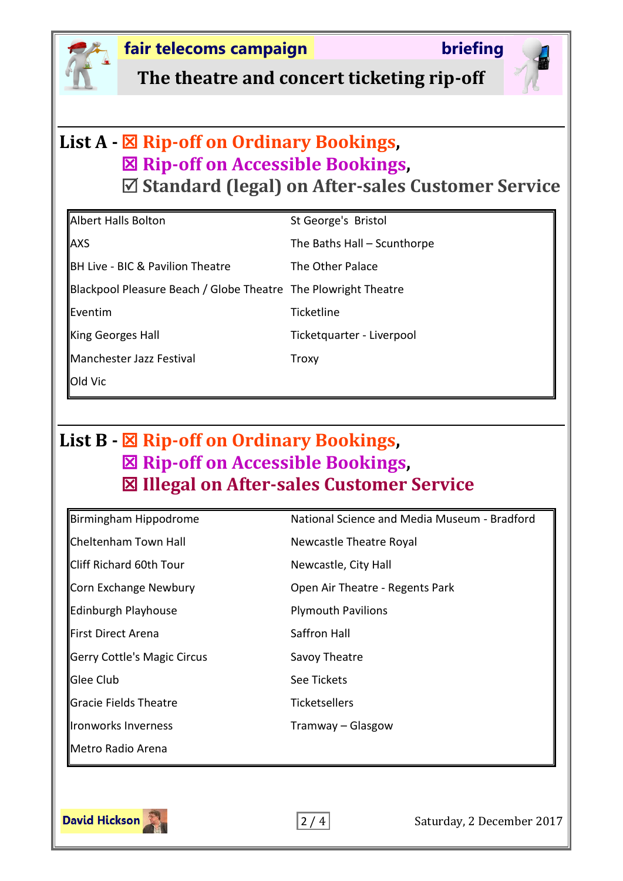## List A - ☒ Rip-off on Ordinary Bookings, ☒ Rip-off on Accessible Bookings, ☑ Standard (legal) on After-sales Customer Service

| | |
|---|---|
| Albert Halls Bolton | St George's Bristol |
| AXS | The Baths Hall – Scunthorpe |
| BH Live - BIC & Pavilion Theatre | The Other Palace |
| Blackpool Pleasure Beach / Globe Theatre | The Plowright Theatre |
| Eventim | Ticketline |
| King Georges Hall | Ticketquarter - Liverpool |
| Manchester Jazz Festival | Troxy |
| Old Vic | |

## List B - ☒ Rip-off on Ordinary Bookings, ☒ Rip-off on Accessible Bookings, ☒ Illegal on After-sales Customer Service

| | |
|---|---|
| Birmingham Hippodrome | National Science and Media Museum - Bradford |
| Cheltenham Town Hall | Newcastle Theatre Royal |
| Cliff Richard 60th Tour | Newcastle, City Hall |
| Corn Exchange Newbury | Open Air Theatre - Regents Park |
| Edinburgh Playhouse | Plymouth Pavilions |
| First Direct Arena | Saffron Hall |
| Gerry Cottle's Magic Circus | Savoy Theatre |
| Glee Club | See Tickets |
| Gracie Fields Theatre | Ticketsellers |
| Ironworks Inverness | Tramway – Glasgow |
| Metro Radio Arena | |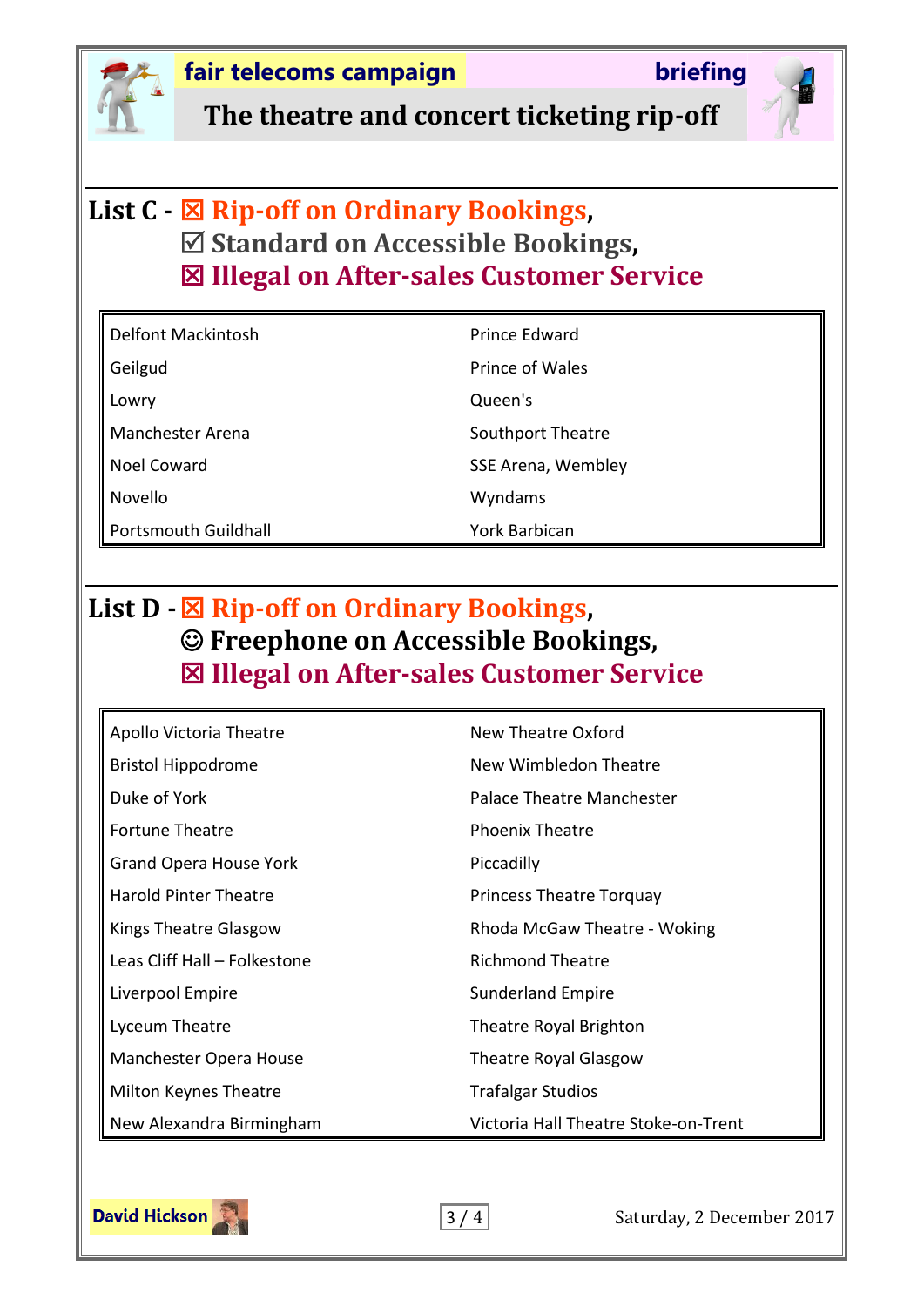## List C - ☒ Rip-off on Ordinary Bookings, ☑ Standard on Accessible Bookings, ☒ Illegal on After-sales Customer Service

| | |
|---|---|
| Delfont Mackintosh | Prince Edward |
| Geilgud | Prince of Wales |
| Lowry | Queen's |
| Manchester Arena | Southport Theatre |
| Noel Coward | SSE Arena, Wembley |
| Novello | Wyndams |
| Portsmouth Guildhall | York Barbican |

## List D - ☒ Rip-off on Ordinary Bookings, ☺ Freephone on Accessible Bookings, ☒ Illegal on After-sales Customer Service

| | |
|---|---|
| Apollo Victoria Theatre | New Theatre Oxford |
| Bristol Hippodrome | New Wimbledon Theatre |
| Duke of York | Palace Theatre Manchester |
| Fortune Theatre | Phoenix Theatre |
| Grand Opera House York | Piccadilly |
| Harold Pinter Theatre | Princess Theatre Torquay |
| Kings Theatre Glasgow | Rhoda McGaw Theatre - Woking |
| Leas Cliff Hall – Folkestone | Richmond Theatre |
| Liverpool Empire | Sunderland Empire |
| Lyceum Theatre | Theatre Royal Brighton |
| Manchester Opera House | Theatre Royal Glasgow |
| Milton Keynes Theatre | Trafalgar Studios |
| New Alexandra Birmingham | Victoria Hall Theatre Stoke-on-Trent |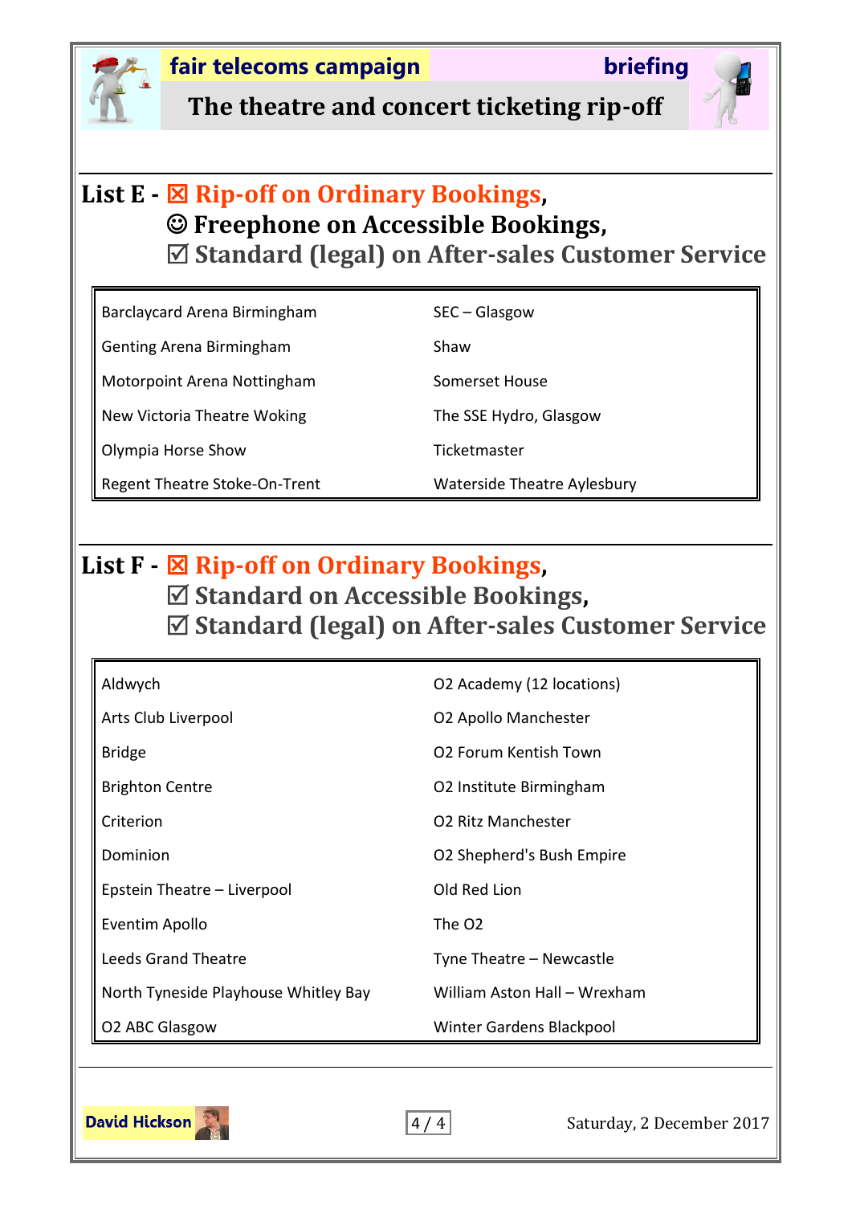List E - ☒ Rip-off on Ordinary Bookings, ☺ Freephone on Accessible Bookings, ☑ Standard (legal) on After-sales Customer Service

| | |
|---|---|
| Barclaycard Arena Birmingham | SEC – Glasgow |
| Genting Arena Birmingham | Shaw |
| Motorpoint Arena Nottingham | Somerset House |
| New Victoria Theatre Woking | The SSE Hydro, Glasgow |
| Olympia Horse Show | Ticketmaster |
| Regent Theatre Stoke-On-Trent | Waterside Theatre Aylesbury |

## List F - ☒ Rip-off on Ordinary Bookings, ☑ Standard on Accessible Bookings, ☑ Standard (legal) on After-sales Customer Service

| | |
|---|---|
| Aldwych | O2 Academy (12 locations) |
| Arts Club Liverpool | O2 Apollo Manchester |
| Bridge | O2 Forum Kentish Town |
| Brighton Centre | O2 Institute Birmingham |
| Criterion | O2 Ritz Manchester |
| Dominion | O2 Shepherd's Bush Empire |
| Epstein Theatre – Liverpool | Old Red Lion |
| Eventim Apollo | The O2 |
| Leeds Grand Theatre | Tyne Theatre – Newcastle |
| North Tyneside Playhouse Whitley Bay | William Aston Hall – Wrexham |
| O2 ABC Glasgow | Winter Gardens Blackpool |